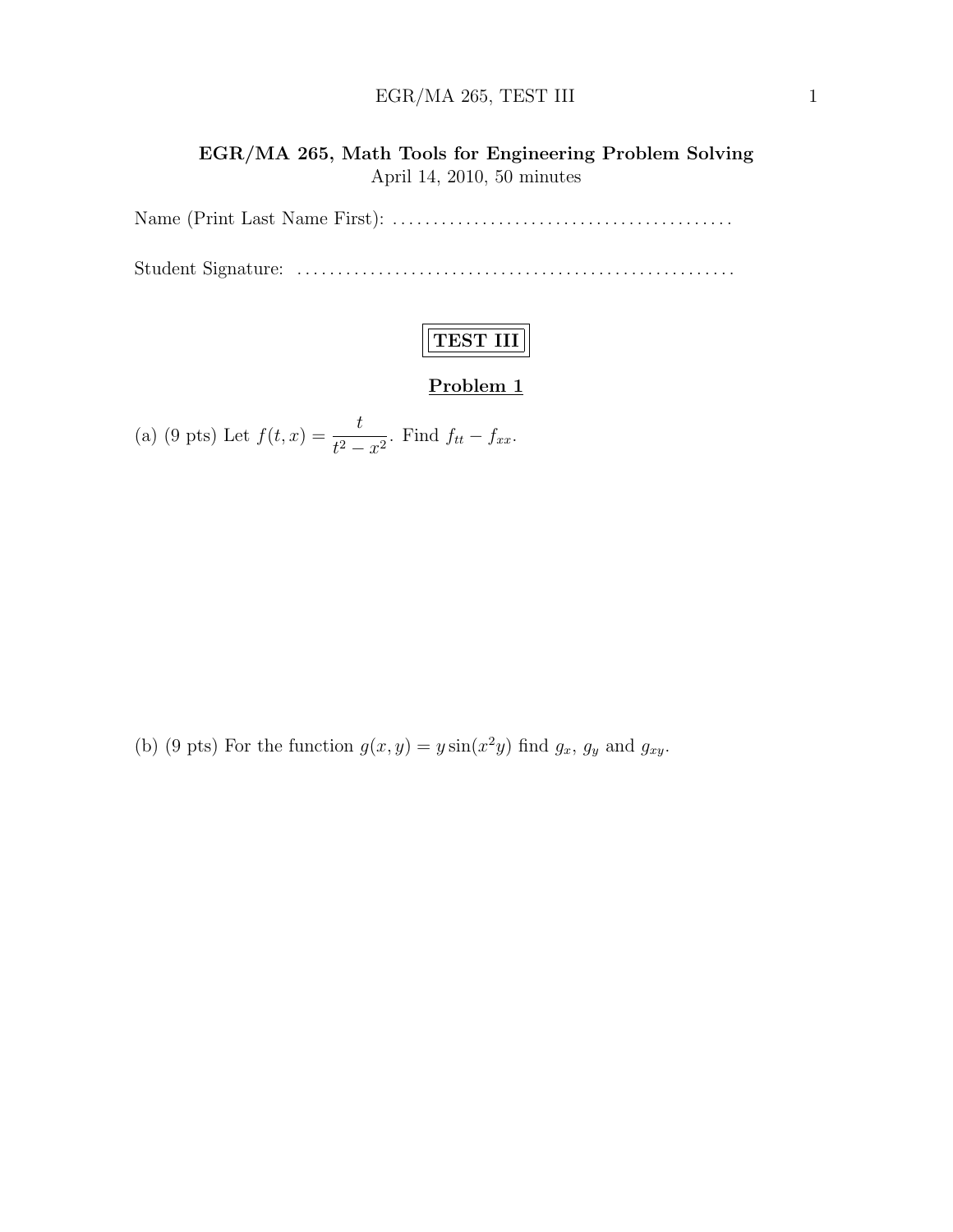# EGR/MA 265, Math Tools for Engineering Problem Solving

April 14, 2010, 50 minutes

Name (Print Last Name First): ..........................................

Student Signature: ......................................................

## TEST III

### Problem 1

(a) (9 pts) Let $f(t,x) = \dfrac{t}{t^2 - x^2}$. Find $f_{tt} - f_{xx}$.

(b) (9 pts) For the function $g(x,y) = y\sin(x^2 y)$ find $g_x$, $g_y$ and $g_{xy}$.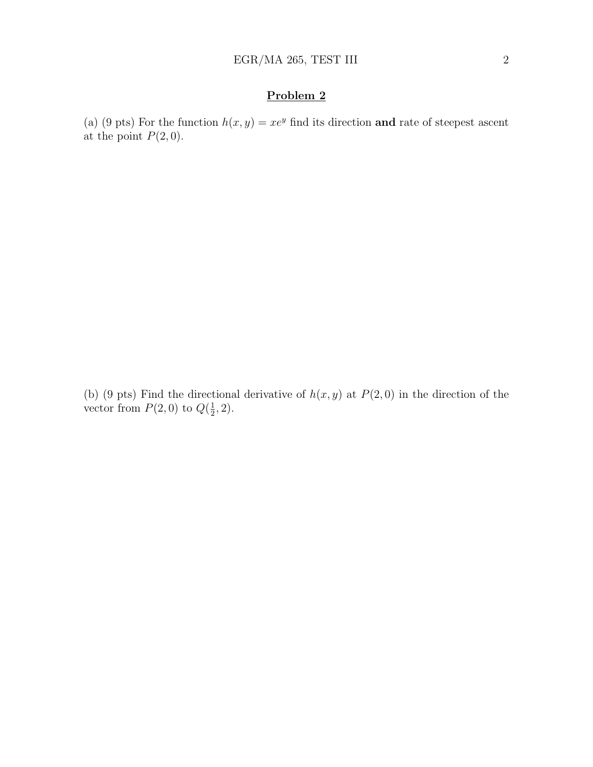## Problem 2

(a) (9 pts) For the function $h(x, y) = xe^y$ find its direction **and** rate of steepest ascent at the point $P(2, 0)$.

(b) (9 pts) Find the directional derivative of $h(x, y)$ at $P(2, 0)$ in the direction of the vector from $P(2, 0)$ to $Q(\frac{1}{2}, 2)$.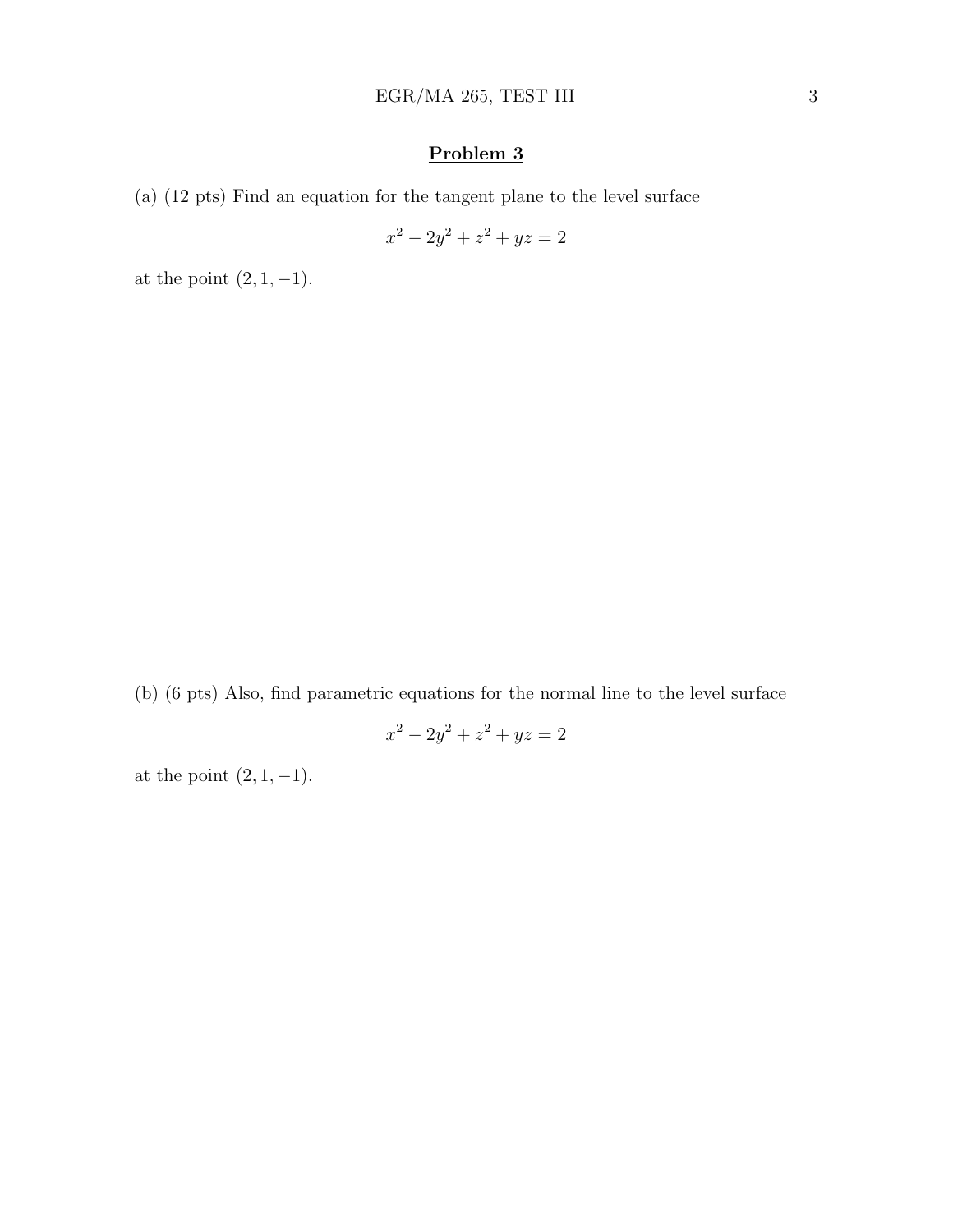## Problem 3

(a) (12 pts) Find an equation for the tangent plane to the level surface

$$x^2 - 2y^2 + z^2 + yz = 2$$

at the point $(2, 1, -1)$.

(b) (6 pts) Also, find parametric equations for the normal line to the level surface

$$x^2 - 2y^2 + z^2 + yz = 2$$

at the point $(2, 1, -1)$.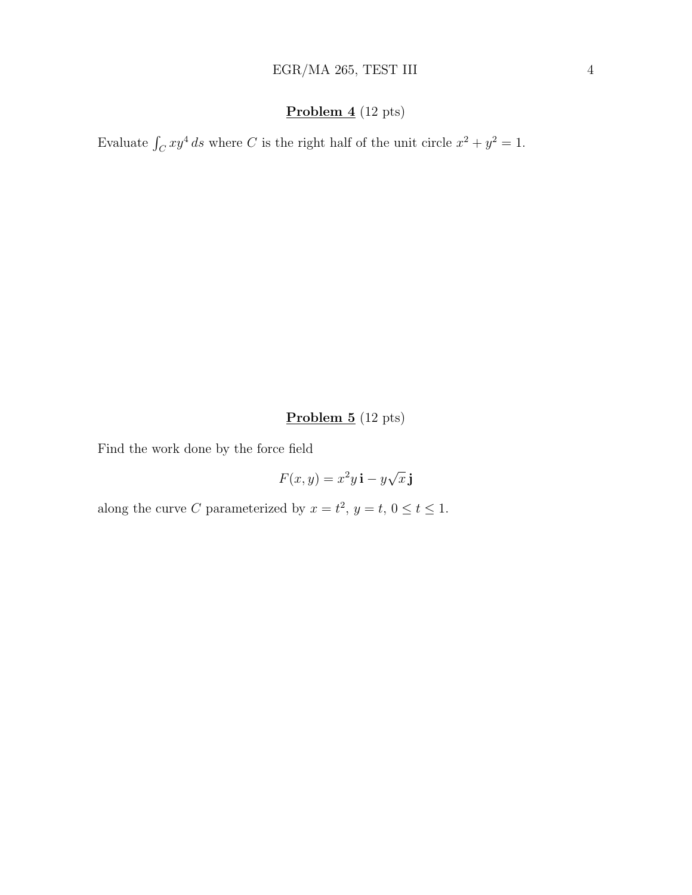## **Problem 4** (12 pts)

Evaluate $\int_C xy^4\, ds$ where $C$ is the right half of the unit circle $x^2 + y^2 = 1$.

## **Problem 5** (12 pts)

Find the work done by the force field

$$F(x, y) = x^2 y\, \mathbf{i} - y\sqrt{x}\, \mathbf{j}$$

along the curve $C$ parameterized by $x = t^2$, $y = t$, $0 \leq t \leq 1$.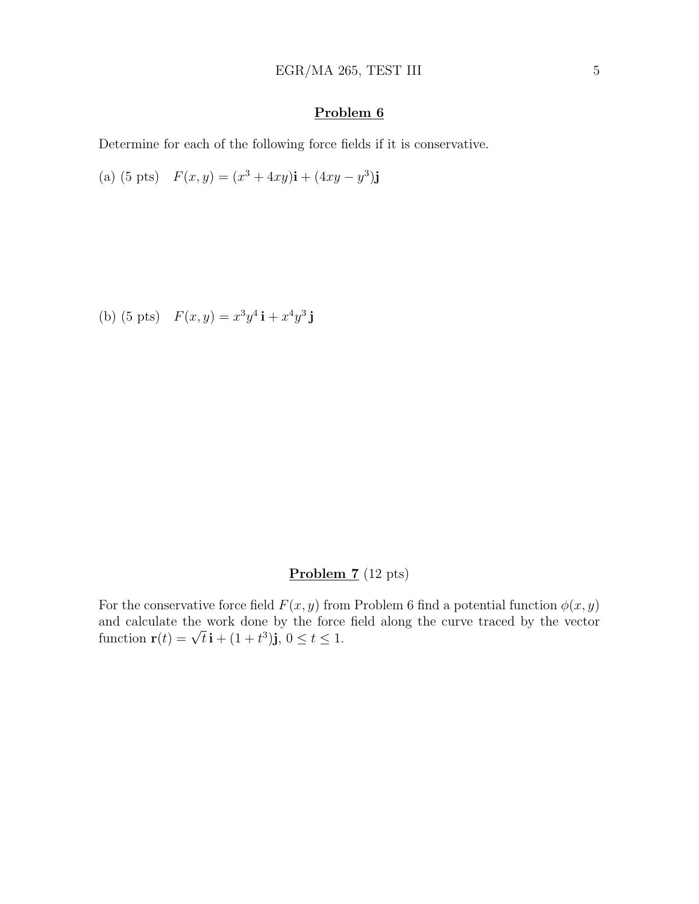## Problem 6

Determine for each of the following force fields if it is conservative.

(a) (5 pts) $F(x, y) = (x^3 + 4xy)\mathbf{i} + (4xy - y^3)\mathbf{j}$

(b) (5 pts) $F(x, y) = x^3y^4\,\mathbf{i} + x^4y^3\,\mathbf{j}$

## Problem 7 (12 pts)

For the conservative force field $F(x, y)$ from Problem 6 find a potential function $\phi(x, y)$ and calculate the work done by the force field along the curve traced by the vector function $\mathbf{r}(t) = \sqrt{t}\,\mathbf{i} + (1 + t^3)\mathbf{j}$, $0 \le t \le 1$.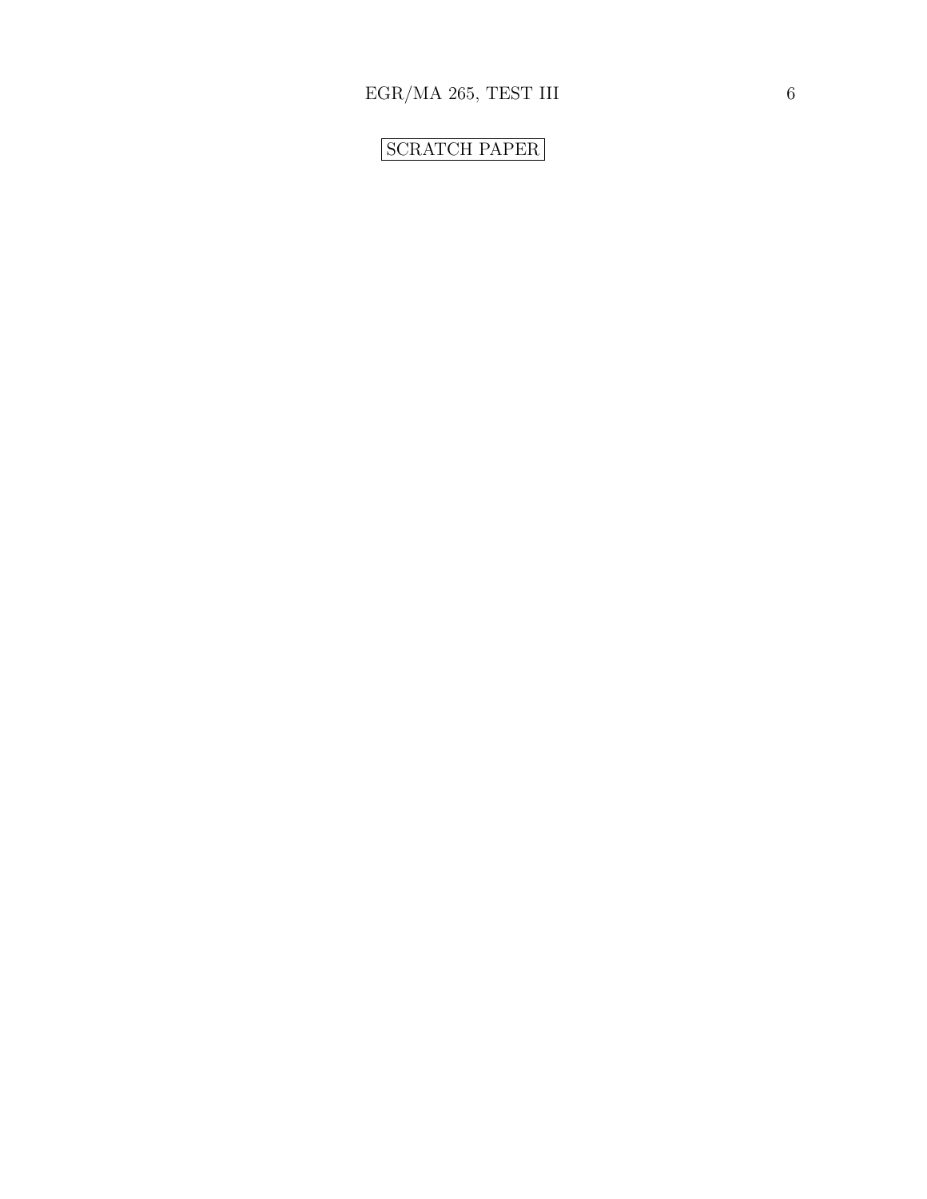SCRATCH PAPER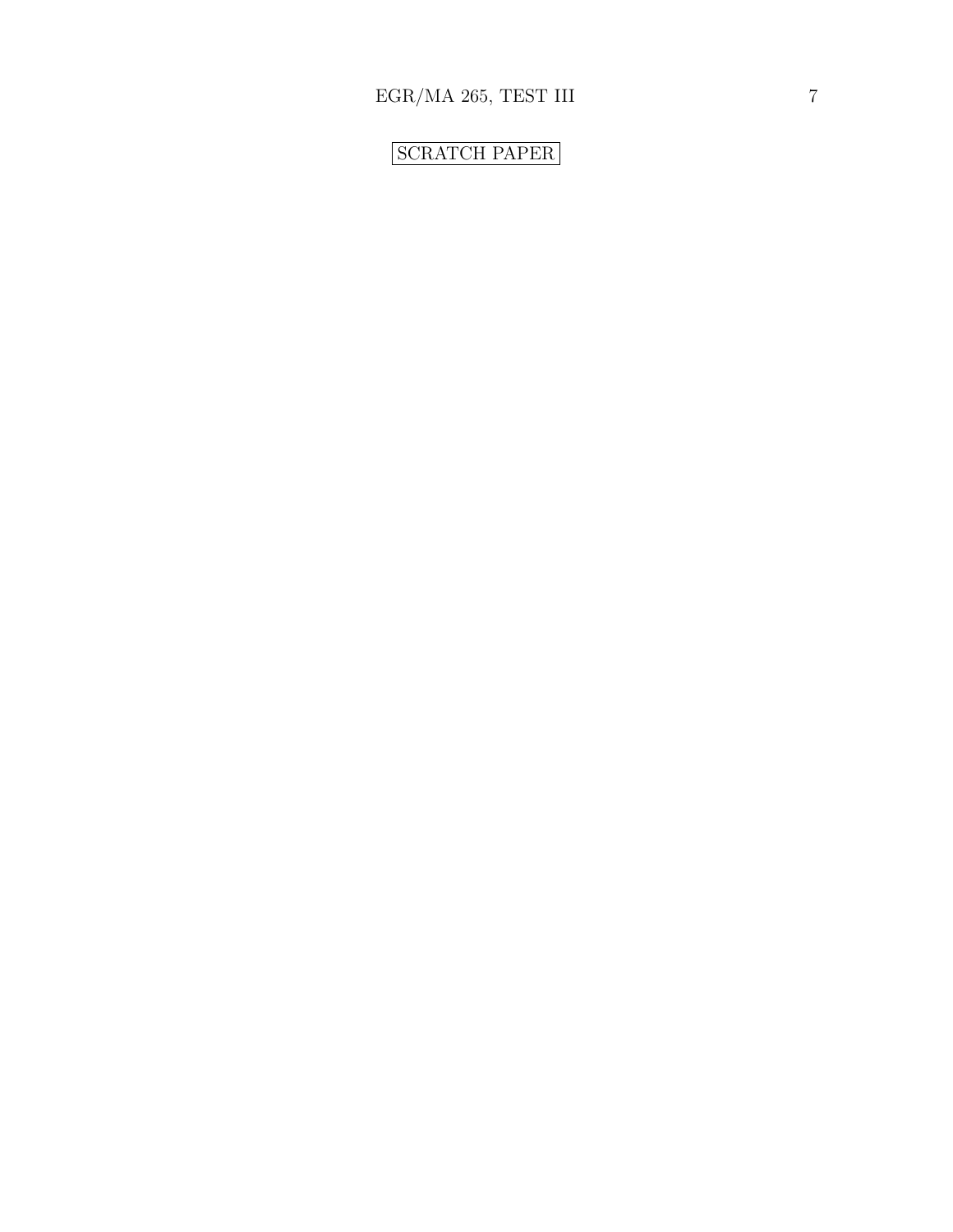SCRATCH PAPER